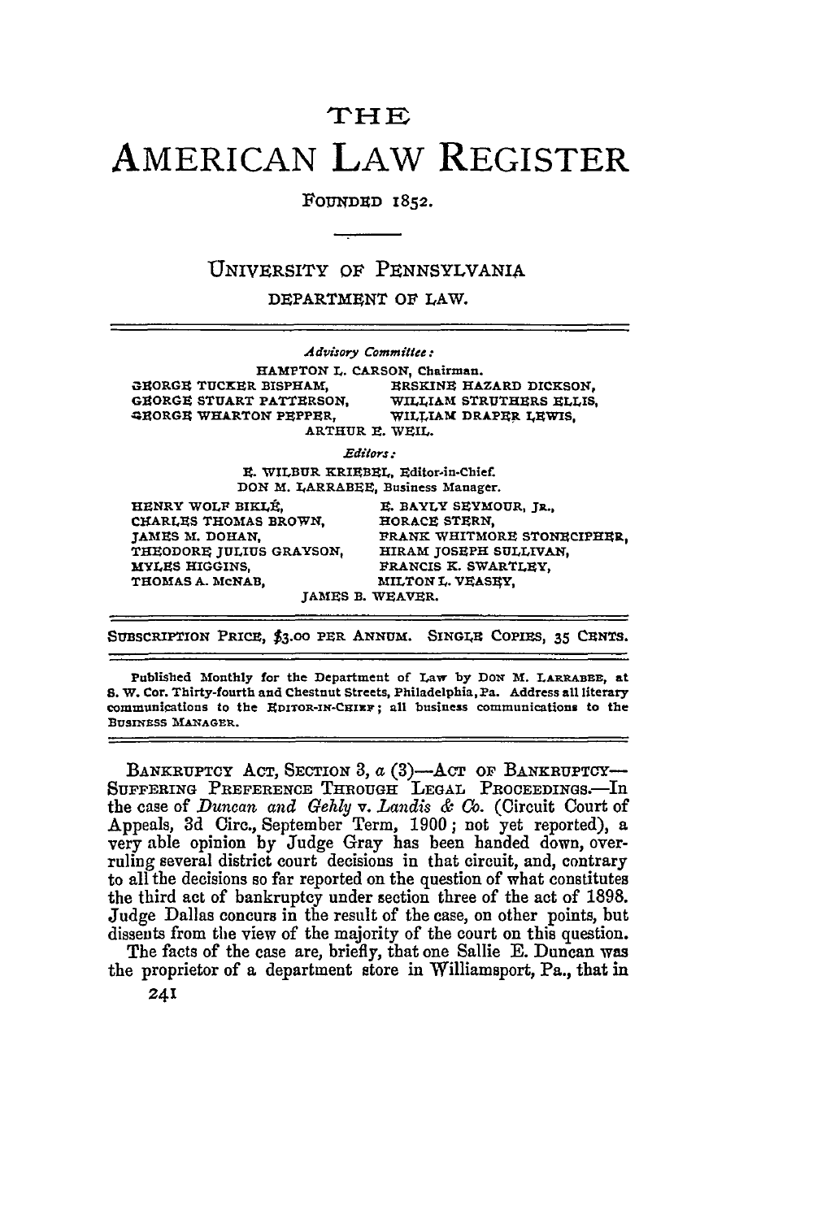# THE AMERICAN LAW REGISTER

FOUNDED 1852.

UNIVERSITY OF PENNSYLVANIA
DEPARTMENT OF LAW.

*Advisory Committee:*

HAMPTON L. CARSON, Chairman.

GEORGE TUCKER BISPHAM, ERSKINE HAZARD DICKSON,
GEORGE STUART PATTERSON, WILLIAM STRUTHERS ELLIS,
GEORGE WHARTON PEPPER, WILLIAM DRAPER LEWIS,
ARTHUR E. WEIL.

*Editors:*

E. WILBUR KRIEBEL, Editor-in-Chief.
DON M. LARRABEE, Business Manager.

HENRY WOLF BIKLÉ, E. BAYLY SEYMOUR, JR.,
CHARLES THOMAS BROWN, HORACE STERN,
JAMES M. DOHAN, FRANK WHITMORE STONECIPHER,
THEODORE JULIUS GRAYSON, HIRAM JOSEPH SULLIVAN,
MYLES HIGGINS, FRANCIS K. SWARTLEY,
THOMAS A. McNAB, MILTON L. VEASEY,
JAMES B. WEAVER.

SUBSCRIPTION PRICE, $3.00 PER ANNUM. SINGLE COPIES, 35 CENTS.

Published Monthly for the Department of Law by DON M. LARRABEE, at S. W. Cor. Thirty-fourth and Chestnut Streets, Philadelphia, Pa. Address all literary communications to the EDITOR-IN-CHIEF; all business communications to the BUSINESS MANAGER.

BANKRUPTCY ACT, SECTION 3, *a* (3)—ACT OF BANKRUPTCY—SUFFERING PREFERENCE THROUGH LEGAL PROCEEDINGS.—In the case of *Duncan and Gehly* v. *Landis & Co.* (Circuit Court of Appeals, 3d Circ., September Term, 1900; not yet reported), a very able opinion by Judge Gray has been handed down, overruling several district court decisions in that circuit, and, contrary to all the decisions so far reported on the question of what constitutes the third act of bankruptcy under section three of the act of 1898. Judge Dallas concurs in the result of the case, on other points, but dissents from the view of the majority of the court on this question.

The facts of the case are, briefly, that one Sallie E. Duncan was the proprietor of a department store in Williamsport, Pa., that in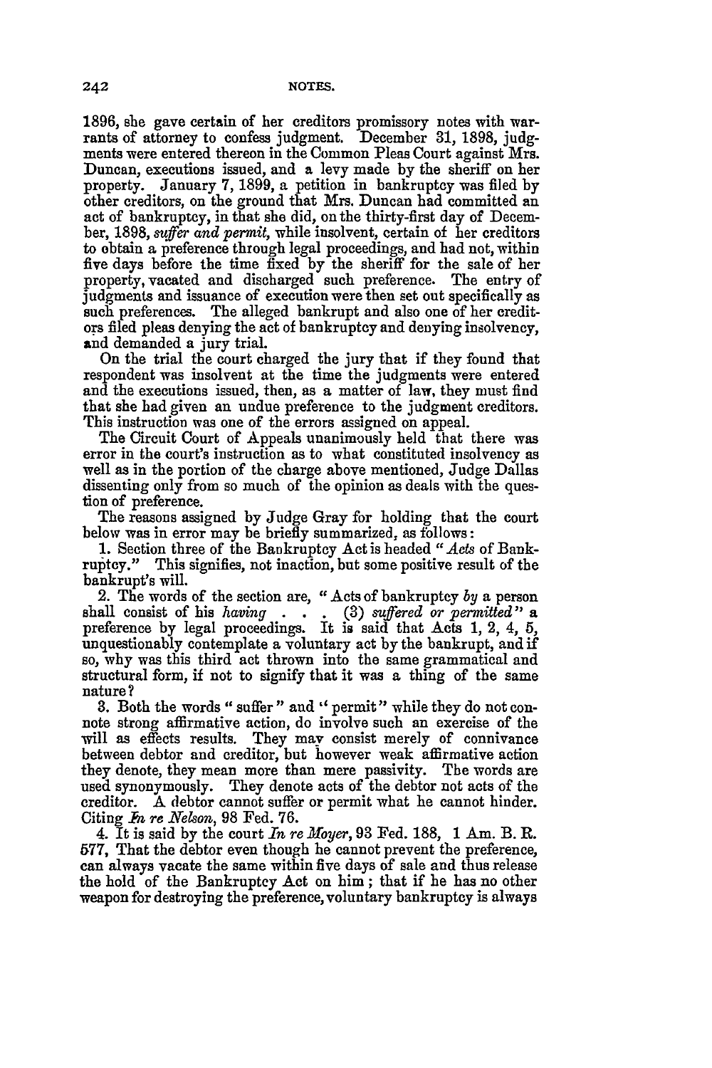1896, she gave certain of her creditors promissory notes with warrants of attorney to confess judgment. December 31, 1898, judgments were entered thereon in the Common Pleas Court against Mrs. Duncan, executions issued, and a levy made by the sheriff on her property. January 7, 1899, a petition in bankruptcy was filed by other creditors, on the ground that Mrs. Duncan had committed an act of bankruptcy, in that she did, on the thirty-first day of December, 1898, *suffer and permit*, while insolvent, certain of her creditors to obtain a preference through legal proceedings, and had not, within five days before the time fixed by the sheriff for the sale of her property, vacated and discharged such preference. The entry of judgments and issuance of execution were then set out specifically as such preferences. The alleged bankrupt and also one of her creditors filed pleas denying the act of bankruptcy and denying insolvency, and demanded a jury trial.

On the trial the court charged the jury that if they found that respondent was insolvent at the time the judgments were entered and the executions issued, then, as a matter of law, they must find that she had given an undue preference to the judgment creditors. This instruction was one of the errors assigned on appeal.

The Circuit Court of Appeals unanimously held that there was error in the court's instruction as to what constituted insolvency as well as in the portion of the charge above mentioned, Judge Dallas dissenting only from so much of the opinion as deals with the question of preference.

The reasons assigned by Judge Gray for holding that the court below was in error may be briefly summarized, as follows:

1. Section three of the Bankruptcy Act is headed "*Acts* of Bankruptcy." This signifies, not inaction, but some positive result of the bankrupt's will.

2. The words of the section are, "Acts of bankruptcy *by* a person shall consist of his *having* . . . (3) *suffered or permitted*" a preference by legal proceedings. It is said that Acts 1, 2, 4, 5, unquestionably contemplate a voluntary act by the bankrupt, and if so, why was this third act thrown into the same grammatical and structural form, if not to signify that it was a thing of the same nature?

3. Both the words "suffer" and "permit" while they do not connote strong affirmative action, do involve such an exercise of the will as effects results. They may consist merely of connivance between debtor and creditor, but however weak affirmative action they denote, they mean more than mere passivity. The words are used synonymously. They denote acts of the debtor not acts of the creditor. A debtor cannot suffer or permit what he cannot hinder. Citing *In re Nelson*, 98 Fed. 76.

4. It is said by the court *In re Moyer*, 93 Fed. 188, 1 Am. B. R. 577, That the debtor even though he cannot prevent the preference, can always vacate the same within five days of sale and thus release the hold of the Bankruptcy Act on him; that if he has no other weapon for destroying the preference, voluntary bankruptcy is always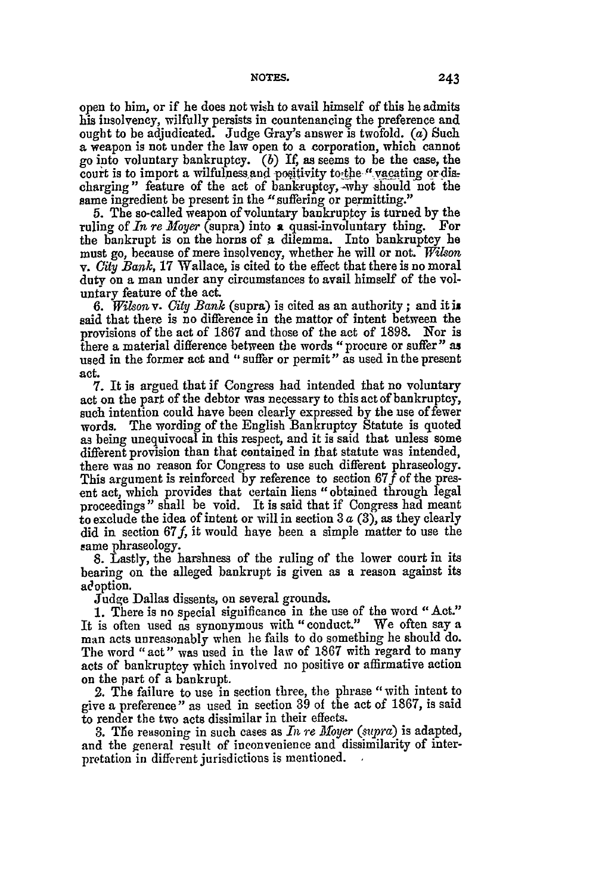open to him, or if he does not wish to avail himself of this he admits his insolvency, wilfully persists in countenancing the preference and ought to be adjudicated. Judge Gray's answer is twofold. (*a*) Such a weapon is not under the law open to a corporation, which cannot go into voluntary bankruptcy. (*b*) If, as seems to be the case, the court is to import a wilfulness and positivity to the "vacating or discharging" feature of the act of bankruptcy, why should not the same ingredient be present in the "suffering or permitting."

5. The so-called weapon of voluntary bankruptcy is turned by the ruling of *In re Moyer* (supra) into a quasi-involuntary thing. For the bankrupt is on the horns of a dilemma. Into bankruptcy he must go, because of mere insolvency, whether he will or not. *Wilson v. City Bank*, 17 Wallace, is cited to the effect that there is no moral duty on a man under any circumstances to avail himself of the voluntary feature of the act.

6. *Wilson* v. *City Bank* (supra) is cited as an authority; and it is said that there is no difference in the mattor of intent between the provisions of the act of 1867 and those of the act of 1898. Nor is there a material difference between the words "procure or suffer" as used in the former act and "suffer or permit" as used in the present act.

7. It is argued that if Congress had intended that no voluntary act on the part of the debtor was necessary to this act of bankruptcy, such intention could have been clearly expressed by the use of fewer words. The wording of the English Bankruptcy Statute is quoted as being unequivocal in this respect, and it is said that unless some different provision than that contained in that statute was intended, there was no reason for Congress to use such different phraseology. This argument is reinforced by reference to section 67 *f* of the present act, which provides that certain liens "obtained through legal proceedings" shall be void. It is said that if Congress had meant to exclude the idea of intent or will in section 3 *a* (3), as they clearly did in section 67 *f*, it would have been a simple matter to use the same phraseology.

8. Lastly, the harshness of the ruling of the lower court in its bearing on the alleged bankrupt is given as a reason against its adoption.

Judge Dallas dissents, on several grounds.

1. There is no special significance in the use of the word "Act." It is often used as synonymous with "conduct." We often say a man acts unreasonably when he fails to do something he should do. The word "act" was used in the law of 1867 with regard to many acts of bankruptcy which involved no positive or affirmative action on the part of a bankrupt.

2. The failure to use in section three, the phrase "with intent to give a preference" as used in section 39 of the act of 1867, is said to render the two acts dissimilar in their effects.

3. The reasoning in such cases as *In re Moyer* (*supra*) is adapted, and the general result of inconvenience and dissimilarity of interpretation in different jurisdictions is mentioned.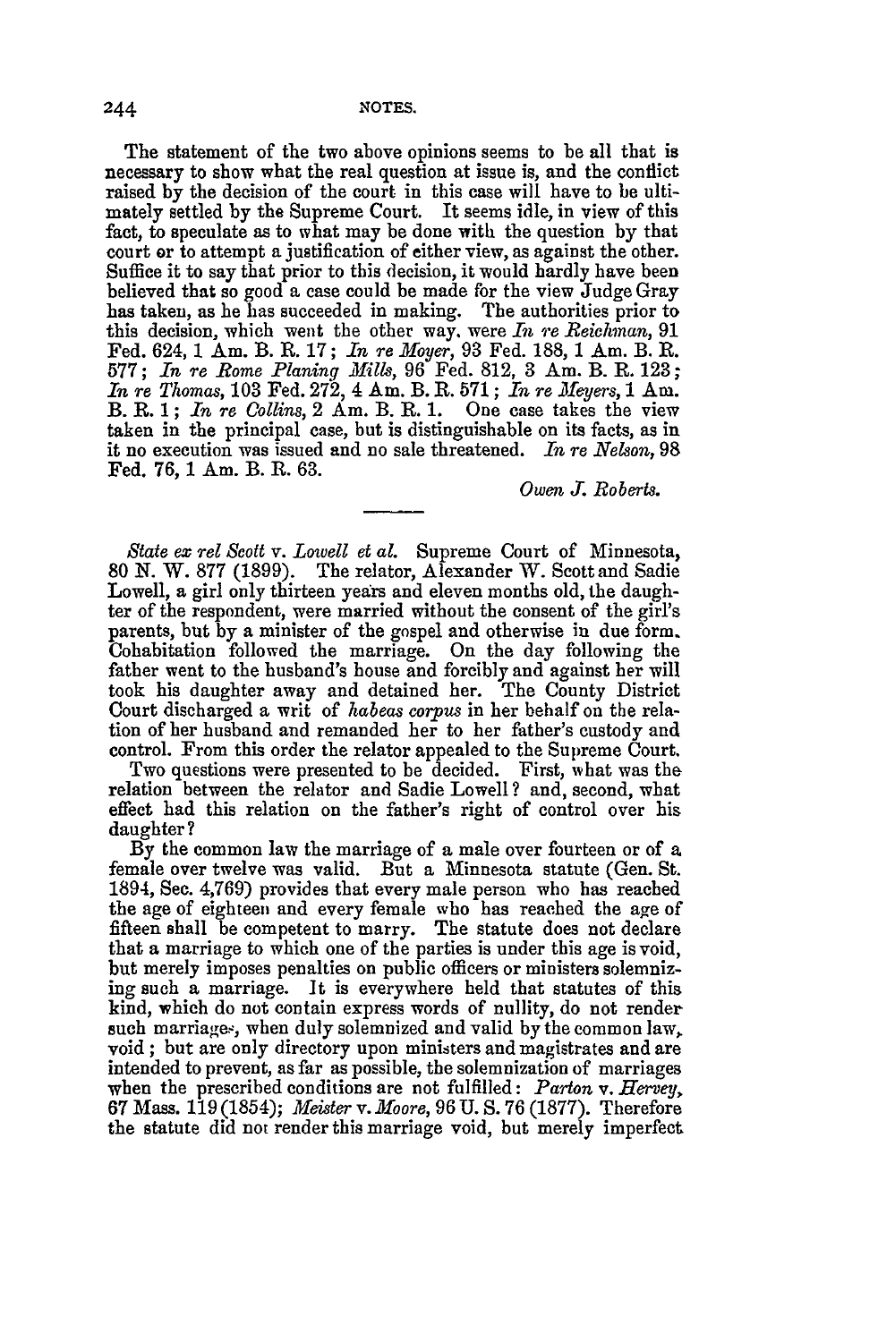The statement of the two above opinions seems to be all that is necessary to show what the real question at issue is, and the conflict raised by the decision of the court in this case will have to be ultimately settled by the Supreme Court. It seems idle, in view of this fact, to speculate as to what may be done with the question by that court or to attempt a justification of either view, as against the other. Suffice it to say that prior to this decision, it would hardly have been believed that so good a case could be made for the view Judge Gray has taken, as he has succeeded in making. The authorities prior to this decision, which went the other way, were *In re Reichman*, 91 Fed. 624, 1 Am. B. R. 17; *In re Moyer*, 93 Fed. 188, 1 Am. B. R. 577; *In re Rome Planing Mills*, 96 Fed. 812, 3 Am. B. R. 123; *In re Thomas*, 103 Fed. 272, 4 Am. B. R. 571; *In re Meyers*, 1 Am. B. R. 1; *In re Collins*, 2 Am. B. R. 1. One case takes the view taken in the principal case, but is distinguishable on its facts, as in it no execution was issued and no sale threatened. *In re Nelson*, 98 Fed. 76, 1 Am. B. R. 63.

*Owen J. Roberts.*

---

*State ex rel Scott* v. *Lowell et al.* Supreme Court of Minnesota, 80 N. W. 877 (1899). The relator, Alexander W. Scott and Sadie Lowell, a girl only thirteen years and eleven months old, the daughter of the respondent, were married without the consent of the girl's parents, but by a minister of the gospel and otherwise in due form. Cohabitation followed the marriage. On the day following the father went to the husband's house and forcibly and against her will took his daughter away and detained her. The County District Court discharged a writ of *habeas corpus* in her behalf on the relation of her husband and remanded her to her father's custody and control. From this order the relator appealed to the Supreme Court.

Two questions were presented to be decided. First, what was the relation between the relator and Sadie Lowell? and, second, what effect had this relation on the father's right of control over his daughter?

By the common law the marriage of a male over fourteen or of a female over twelve was valid. But a Minnesota statute (Gen. St. 1894, Sec. 4,769) provides that every male person who has reached the age of eighteen and every female who has reached the age of fifteen shall be competent to marry. The statute does not declare that a marriage to which one of the parties is under this age is void, but merely imposes penalties on public officers or ministers solemnizing such a marriage. It is everywhere held that statutes of this kind, which do not contain express words of nullity, do not render such marriages, when duly solemnized and valid by the common law, void; but are only directory upon ministers and magistrates and are intended to prevent, as far as possible, the solemnization of marriages when the prescribed conditions are not fulfilled: *Parton* v. *Hervey*, 67 Mass. 119 (1854); *Meister* v. *Moore*, 96 U. S. 76 (1877). Therefore the statute did not render this marriage void, but merely imperfect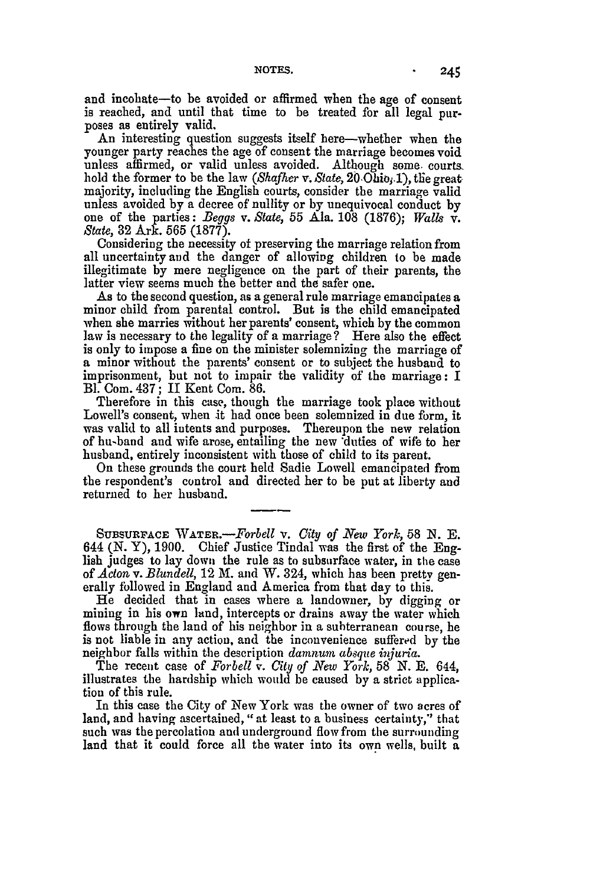and incohate—to be avoided or affirmed when the age of consent is reached, and until that time to be treated for all legal purposes as entirely valid.

An interesting question suggests itself here—whether when the younger party reaches the age of consent the marriage becomes void unless affirmed, or valid unless avoided. Although some courts hold the former to be the law (*Shafher* v. *State*, 20 Ohio, 1), the great majority, including the English courts, consider the marriage valid unless avoided by a decree of nullity or by unequivocal conduct by one of the parties: *Beggs* v. *State*, 55 Ala. 108 (1876); *Walls* v. *State*, 32 Ark. 565 (1877).

Considering the necessity of preserving the marriage relation from all uncertainty and the danger of allowing children to be made illegitimate by mere negligence on the part of their parents, the latter view seems much the better and the safer one.

As to the second question, as a general rule marriage emancipates a minor child from parental control. But is the child emancipated when she marries without her parents' consent, which by the common law is necessary to the legality of a marriage? Here also the effect is only to impose a fine on the minister solemnizing the marriage of a minor without the parents' consent or to subject the husband to imprisonment, but not to impair the validity of the marriage: I Bl. Com. 437; II Kent Com. 86.

Therefore in this case, though the marriage took place without Lowell's consent, when it had once been solemnized in due form, it was valid to all intents and purposes. Thereupon the new relation of husband and wife arose, entailing the new duties of wife to her husband, entirely inconsistent with those of child to its parent.

On these grounds the court held Sadie Lowell emancipated from the respondent's control and directed her to be put at liberty and returned to her husband.

---

SUBSURFACE WATER.—*Forbell* v. *City of New York*, 58 N. E. 644 (N. Y), 1900. Chief Justice Tindal was the first of the English judges to lay down the rule as to subsurface water, in the case of *Acton* v. *Blundell*, 12 M. and W. 324, which has been pretty generally followed in England and America from that day to this.

He decided that in cases where a landowner, by digging or mining in his own land, intercepts or drains away the water which flows through the land of his neighbor in a subterranean course, he is not liable in any action, and the inconvenience suffered by the neighbor falls within the description *damnum absque injuria.*

The recent case of *Forbell* v. *City of New York*, 58 N. E. 644, illustrates the hardship which would be caused by a strict application of this rule.

In this case the City of New York was the owner of two acres of land, and having ascertained, "at least to a business certainty," that such was the percolation and underground flow from the surrounding land that it could force all the water into its own wells, built a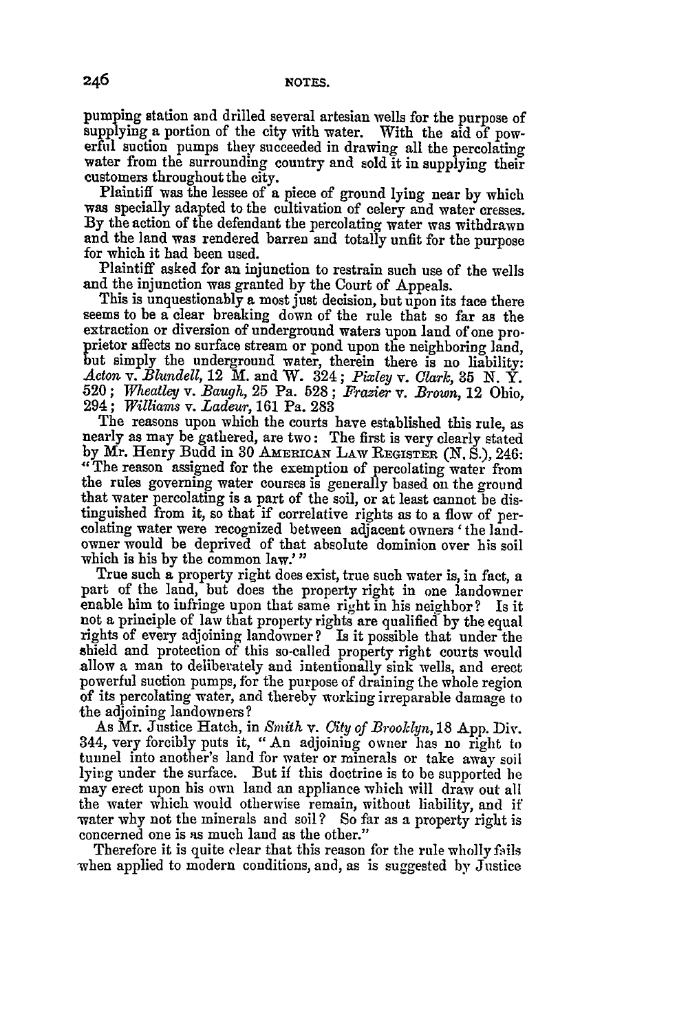pumping station and drilled several artesian wells for the purpose of supplying a portion of the city with water. With the aid of powerful suction pumps they succeeded in drawing all the percolating water from the surrounding country and sold it in supplying their customers throughout the city.

Plaintiff was the lessee of a piece of ground lying near by which was specially adapted to the cultivation of celery and water cresses. By the action of the defendant the percolating water was withdrawn and the land was rendered barren and totally unfit for the purpose for which it had been used.

Plaintiff asked for an injunction to restrain such use of the wells and the injunction was granted by the Court of Appeals.

This is unquestionably a most just decision, but upon its face there seems to be a clear breaking down of the rule that so far as the extraction or diversion of underground waters upon land of one proprietor affects no surface stream or pond upon the neighboring land, but simply the underground water, therein there is no liability: *Acton* v. *Blundell*, 12 M. and W. 324; *Pixley* v. *Clark*, 35 N. Y. 520; *Wheatley* v. *Baugh*, 25 Pa. 528; *Frazier* v. *Brown*, 12 Ohio, 294; *Williams* v. *Ladeur*, 161 Pa. 283

The reasons upon which the courts have established this rule, as nearly as may be gathered, are two: The first is very clearly stated by Mr. Henry Budd in 30 AMERICAN LAW REGISTER (N. S.), 246: "The reason assigned for the exemption of percolating water from the rules governing water courses is generally based on the ground that water percolating is a part of the soil, or at least cannot be distinguished from it, so that if correlative rights as to a flow of percolating water were recognized between adjacent owners 'the landowner would be deprived of that absolute dominion over his soil which is his by the common law.'"

True such a property right does exist, true such water is, in fact, a part of the land, but does the property right in one landowner enable him to infringe upon that same right in his neighbor? Is it not a principle of law that property rights are qualified by the equal rights of every adjoining landowner? Is it possible that under the shield and protection of this so-called property right courts would allow a man to deliberately and intentionally sink wells, and erect powerful suction pumps, for the purpose of draining the whole region of its percolating water, and thereby working irreparable damage to the adjoining landowners?

As Mr. Justice Hatch, in *Smith* v. *City of Brooklyn*, 18 App. Div. 344, very forcibly puts it, "An adjoining owner has no right to tunnel into another's land for water or minerals or take away soil lying under the surface. But if this doctrine is to be supported he may erect upon his own land an appliance which will draw out all the water which would otherwise remain, without liability, and if water why not the minerals and soil? So far as a property right is concerned one is as much land as the other."

Therefore it is quite clear that this reason for the rule wholly fails when applied to modern conditions, and, as is suggested by Justice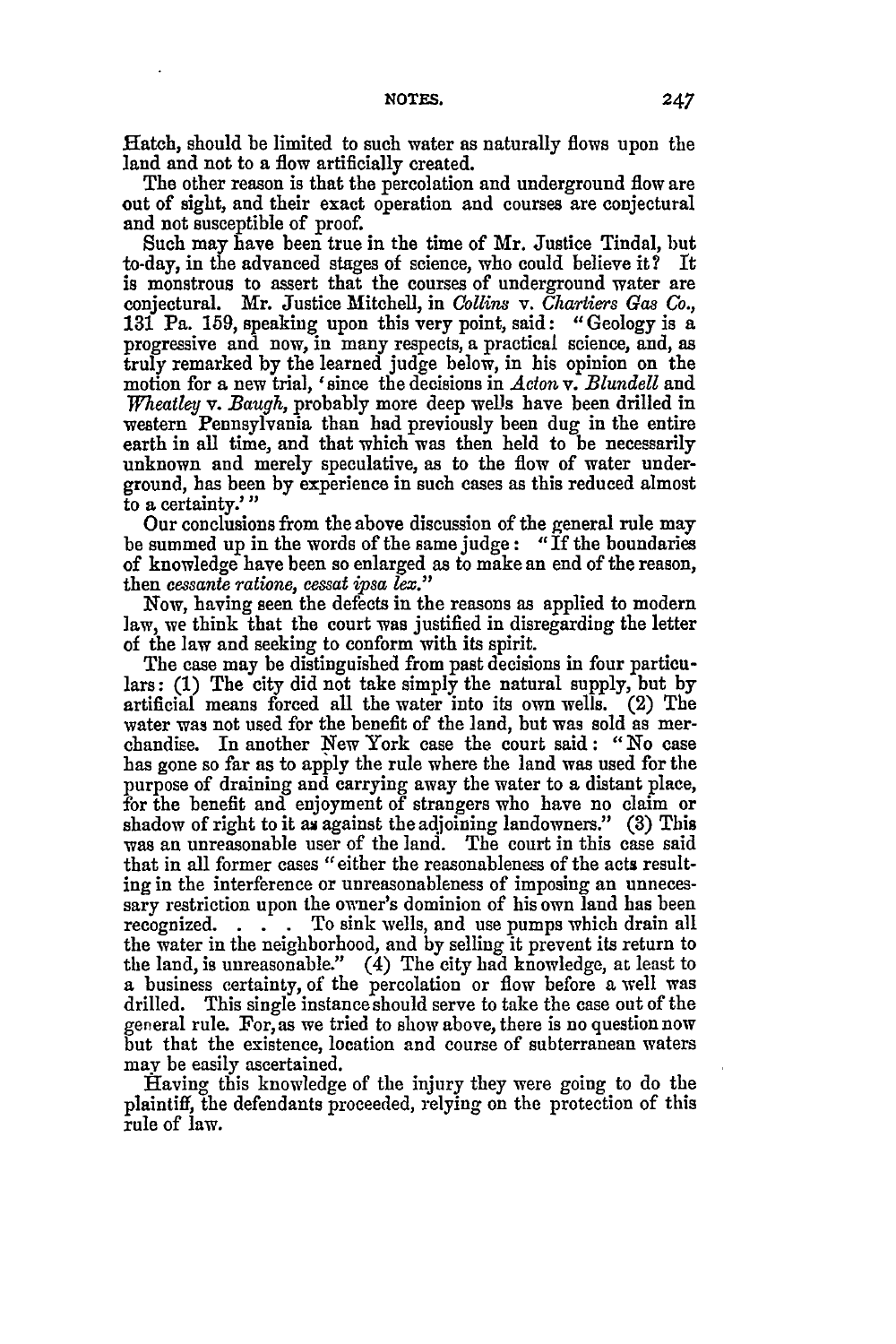Hatch, should be limited to such water as naturally flows upon the land and not to a flow artificially created.

The other reason is that the percolation and underground flow are out of sight, and their exact operation and courses are conjectural and not susceptible of proof.

Such may have been true in the time of Mr. Justice Tindal, but to-day, in the advanced stages of science, who could believe it? It is monstrous to assert that the courses of underground water are conjectural. Mr. Justice Mitchell, in *Collins* v. *Chartiers Gas Co.*, 131 Pa. 159, speaking upon this very point, said: "Geology is a progressive and now, in many respects, a practical science, and, as truly remarked by the learned judge below, in his opinion on the motion for a new trial, 'since the decisions in *Acton* v. *Blundell* and *Wheatley* v. *Baugh*, probably more deep wells have been drilled in western Pennsylvania than had previously been dug in the entire earth in all time, and that which was then held to be necessarily unknown and merely speculative, as to the flow of water underground, has been by experience in such cases as this reduced almost to a certainty.'"

Our conclusions from the above discussion of the general rule may be summed up in the words of the same judge: "If the boundaries of knowledge have been so enlarged as to make an end of the reason, then *cessante ratione, cessat ipsa lex.*"

Now, having seen the defects in the reasons as applied to modern law, we think that the court was justified in disregarding the letter of the law and seeking to conform with its spirit.

The case may be distinguished from past decisions in four particulars: (1) The city did not take simply the natural supply, but by artificial means forced all the water into its own wells. (2) The water was not used for the benefit of the land, but was sold as merchandise. In another New York case the court said: "No case has gone so far as to apply the rule where the land was used for the purpose of draining and carrying away the water to a distant place, for the benefit and enjoyment of strangers who have no claim or shadow of right to it as against the adjoining landowners." (3) This was an unreasonable user of the land. The court in this case said that in all former cases "either the reasonableness of the acts resulting in the interference or unreasonableness of imposing an unnecessary restriction upon the owner's dominion of his own land has been recognized. . . . To sink wells, and use pumps which drain all the water in the neighborhood, and by selling it prevent its return to the land, is unreasonable." (4) The city had knowledge, at least to a business certainty, of the percolation or flow before a well was drilled. This single instance should serve to take the case out of the general rule. For, as we tried to show above, there is no question now but that the existence, location and course of subterranean waters may be easily ascertained.

Having this knowledge of the injury they were going to do the plaintiff, the defendants proceeded, relying on the protection of this rule of law.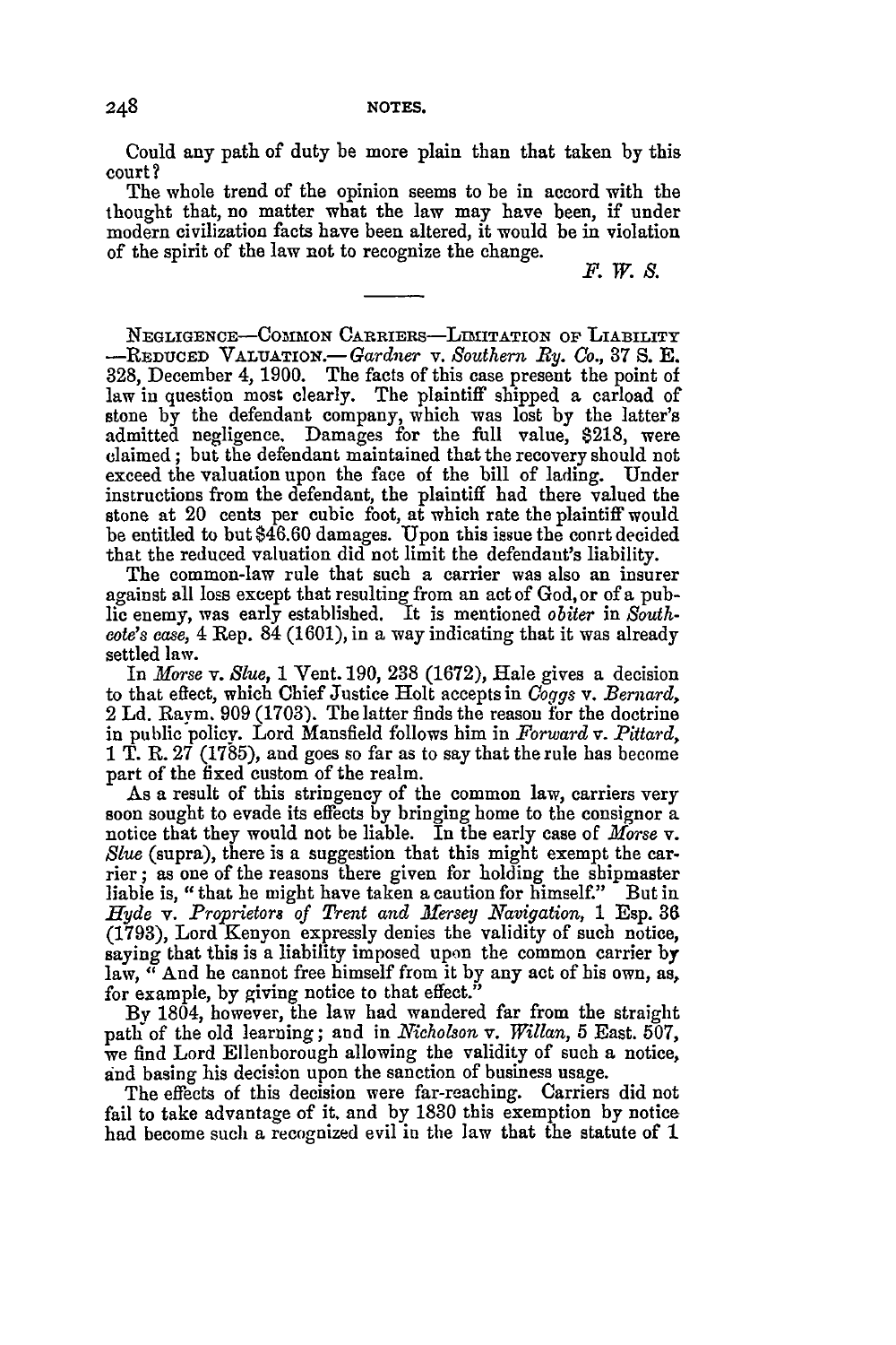Could any path of duty be more plain than that taken by this court?

The whole trend of the opinion seems to be in accord with the thought that, no matter what the law may have been, if under modern civilization facts have been altered, it would be in violation of the spirit of the law not to recognize the change.

*F. W. S.*

---

NEGLIGENCE—COMMON CARRIERS—LIMITATION OF LIABILITY—REDUCED VALUATION.—*Gardner* v. *Southern Ry. Co.*, 37 S. E. 328, December 4, 1900. The facts of this case present the point of law in question most clearly. The plaintiff shipped a carload of stone by the defendant company, which was lost by the latter's admitted negligence. Damages for the full value, $218, were claimed; but the defendant maintained that the recovery should not exceed the valuation upon the face of the bill of lading. Under instructions from the defendant, the plaintiff had there valued the stone at 20 cents per cubic foot, at which rate the plaintiff would be entitled to but $46.60 damages. Upon this issue the court decided that the reduced valuation did not limit the defendant's liability.

The common-law rule that such a carrier was also an insurer against all loss except that resulting from an act of God, or of a public enemy, was early established. It is mentioned *obiter* in *Southcote's case*, 4 Rep. 84 (1601), in a way indicating that it was already settled law.

In *Morse* v. *Slue*, 1 Vent. 190, 238 (1672), Hale gives a decision to that effect, which Chief Justice Holt accepts in *Coggs* v. *Bernard*, 2 Ld. Raym. 909 (1703). The latter finds the reason for the doctrine in public policy. Lord Mansfield follows him in *Forward* v. *Pittard*, 1 T. R. 27 (1785), and goes so far as to say that the rule has become part of the fixed custom of the realm.

As a result of this stringency of the common law, carriers very soon sought to evade its effects by bringing home to the consignor a notice that they would not be liable. In the early case of *Morse* v. *Slue* (supra), there is a suggestion that this might exempt the carrier; as one of the reasons there given for holding the shipmaster liable is, "that he might have taken a caution for himself." But in *Hyde* v. *Proprietors of Trent and Mersey Navigation*, 1 Esp. 36 (1793), Lord Kenyon expressly denies the validity of such notice, saying that this is a liability imposed upon the common carrier by law, "And he cannot free himself from it by any act of his own, as, for example, by giving notice to that effect."

By 1804, however, the law had wandered far from the straight path of the old learning; and in *Nicholson* v. *Willan*, 5 East. 507, we find Lord Ellenborough allowing the validity of such a notice, and basing his decision upon the sanction of business usage.

The effects of this decision were far-reaching. Carriers did not fail to take advantage of it, and by 1830 this exemption by notice had become such a recognized evil in the law that the statute of 1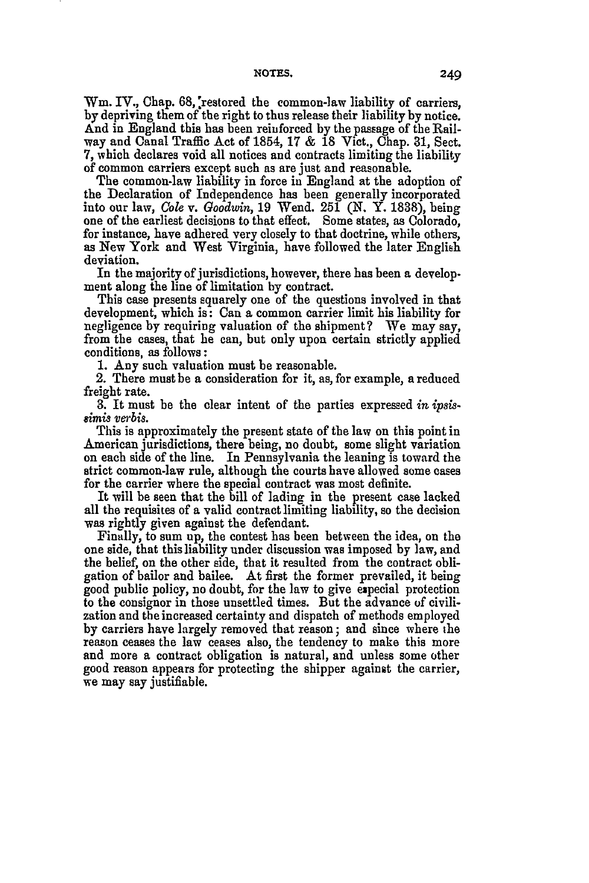Wm. IV., Chap. 68, restored the common-law liability of carriers, by depriving them of the right to thus release their liability by notice. And in England this has been reinforced by the passage of the Railway and Canal Traffic Act of 1854, 17 & 18 Vict., Chap. 31, Sect. 7, which declares void all notices and contracts limiting the liability of common carriers except such as are just and reasonable.

The common-law liability in force in England at the adoption of the Declaration of Independence has been generally incorporated into our law, *Cole* v. *Goodwin*, 19 Wend. 251 (N. Y. 1838), being one of the earliest decisions to that effect. Some states, as Colorado, for instance, have adhered very closely to that doctrine, while others, as New York and West Virginia, have followed the later English deviation.

In the majority of jurisdictions, however, there has been a development along the line of limitation by contract.

This case presents squarely one of the questions involved in that development, which is: Can a common carrier limit his liability for negligence by requiring valuation of the shipment? We may say, from the cases, that he can, but only upon certain strictly applied conditions, as follows:

1. Any such valuation must be reasonable.
2. There must be a consideration for it, as, for example, a reduced freight rate.
3. It must be the clear intent of the parties expressed *in ipsissimis verbis*.

This is approximately the present state of the law on this point in American jurisdictions, there being, no doubt, some slight variation on each side of the line. In Pennsylvania the leaning is toward the strict common-law rule, although the courts have allowed some cases for the carrier where the special contract was most definite.

It will be seen that the bill of lading in the present case lacked all the requisites of a valid contract limiting liability, so the decision was rightly given against the defendant.

Finally, to sum up, the contest has been between the idea, on the one side, that this liability under discussion was imposed by law, and the belief, on the other side, that it resulted from the contract obligation of bailor and bailee. At first the former prevailed, it being good public policy, no doubt, for the law to give especial protection to the consignor in those unsettled times. But the advance of civilization and the increased certainty and dispatch of methods employed by carriers have largely removed that reason; and since where the reason ceases the law ceases also, the tendency to make this more and more a contract obligation is natural, and unless some other good reason appears for protecting the shipper against the carrier, we may say justifiable.